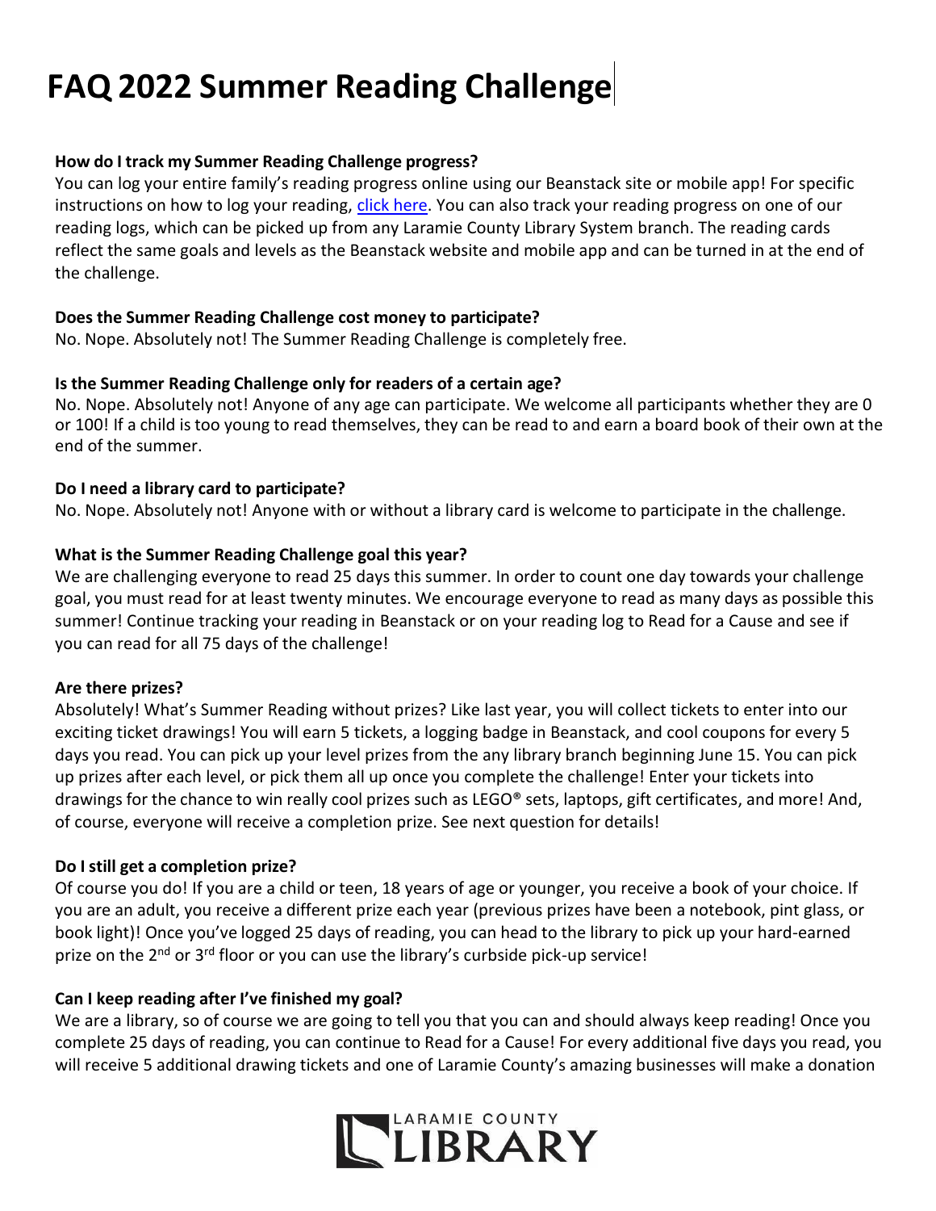# FAQ 2022 Summer Reading Challenge

**How do I track my Summer Reading Challenge progress?**

You can log your entire family's reading progress online using our Beanstack site or mobile app! For specific instructions on how to log your reading, click here. You can also track your reading progress on one of our reading logs, which can be picked up from any Laramie County Library System branch. The reading cards reflect the same goals and levels as the Beanstack website and mobile app and can be turned in at the end of the challenge.

**Does the Summer Reading Challenge cost money to participate?**

No. Nope. Absolutely not! The Summer Reading Challenge is completely free.

**Is the Summer Reading Challenge only for readers of a certain age?**

No. Nope. Absolutely not! Anyone of any age can participate. We welcome all participants whether they are 0 or 100! If a child is too young to read themselves, they can be read to and earn a board book of their own at the end of the summer.

**Do I need a library card to participate?**

No. Nope. Absolutely not! Anyone with or without a library card is welcome to participate in the challenge.

**What is the Summer Reading Challenge goal this year?**

We are challenging everyone to read 25 days this summer. In order to count one day towards your challenge goal, you must read for at least twenty minutes. We encourage everyone to read as many days as possible this summer! Continue tracking your reading in Beanstack or on your reading log to Read for a Cause and see if you can read for all 75 days of the challenge!

**Are there prizes?**

Absolutely! What's Summer Reading without prizes? Like last year, you will collect tickets to enter into our exciting ticket drawings! You will earn 5 tickets, a logging badge in Beanstack, and cool coupons for every 5 days you read. You can pick up your level prizes from the any library branch beginning June 15. You can pick up prizes after each level, or pick them all up once you complete the challenge! Enter your tickets into drawings for the chance to win really cool prizes such as LEGO® sets, laptops, gift certificates, and more! And, of course, everyone will receive a completion prize. See next question for details!

**Do I still get a completion prize?**

Of course you do! If you are a child or teen, 18 years of age or younger, you receive a book of your choice. If you are an adult, you receive a different prize each year (previous prizes have been a notebook, pint glass, or book light)! Once you've logged 25 days of reading, you can head to the library to pick up your hard-earned prize on the 2nd or 3rd floor or you can use the library's curbside pick-up service!

**Can I keep reading after I've finished my goal?**

We are a library, so of course we are going to tell you that you can and should always keep reading! Once you complete 25 days of reading, you can continue to Read for a Cause! For every additional five days you read, you will receive 5 additional drawing tickets and one of Laramie County's amazing businesses will make a donation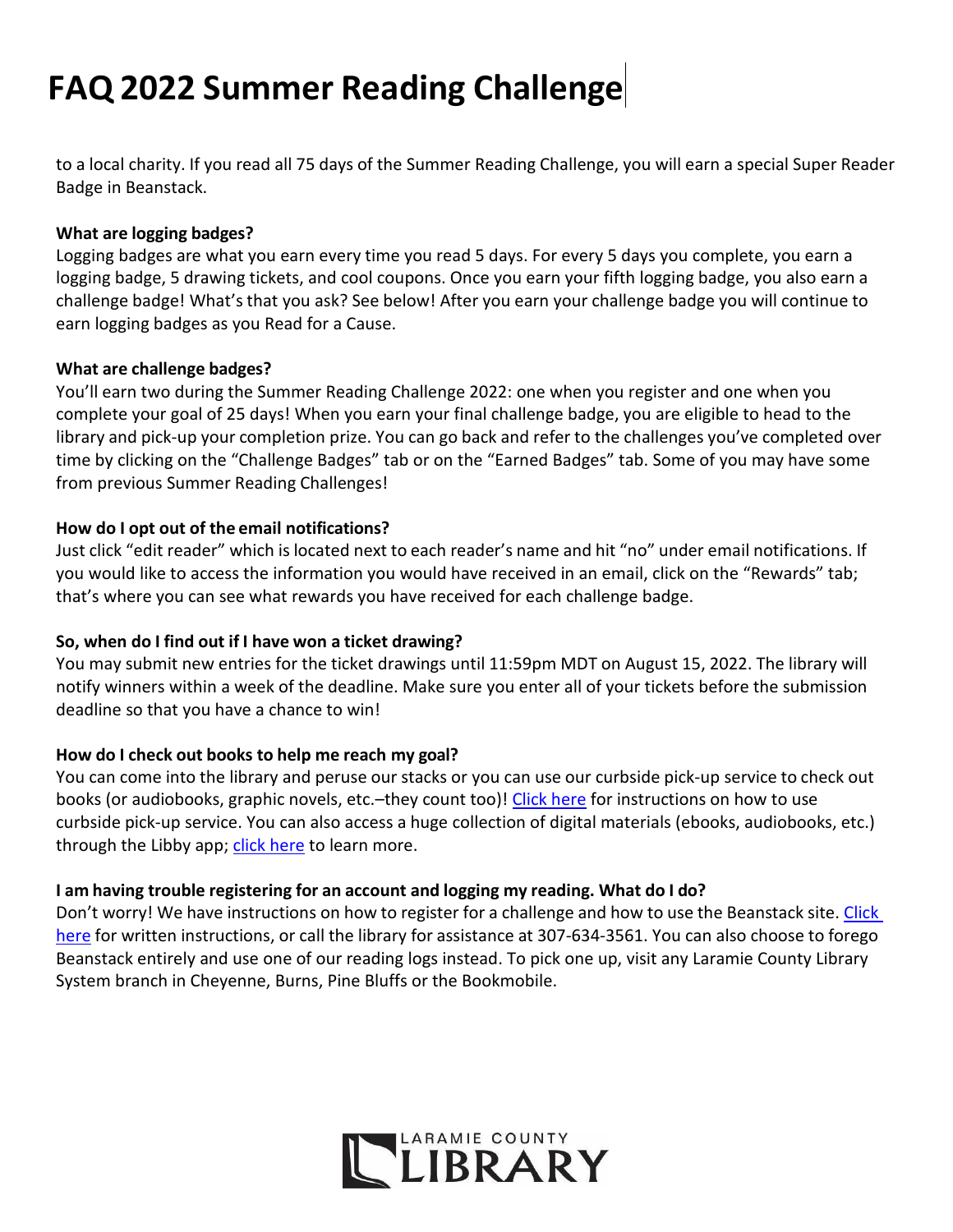# FAQ 2022 Summer Reading Challenge

to a local charity. If you read all 75 days of the Summer Reading Challenge, you will earn a special Super Reader Badge in Beanstack.

**What are logging badges?**

Logging badges are what you earn every time you read 5 days. For every 5 days you complete, you earn a logging badge, 5 drawing tickets, and cool coupons. Once you earn your fifth logging badge, you also earn a challenge badge! What's that you ask? See below! After you earn your challenge badge you will continue to earn logging badges as you Read for a Cause.

**What are challenge badges?**

You'll earn two during the Summer Reading Challenge 2022: one when you register and one when you complete your goal of 25 days! When you earn your final challenge badge, you are eligible to head to the library and pick-up your completion prize. You can go back and refer to the challenges you've completed over time by clicking on the "Challenge Badges" tab or on the "Earned Badges" tab. Some of you may have some from previous Summer Reading Challenges!

**How do I opt out of the email notifications?**

Just click "edit reader" which is located next to each reader's name and hit "no" under email notifications. If you would like to access the information you would have received in an email, click on the "Rewards" tab; that's where you can see what rewards you have received for each challenge badge.

**So, when do I find out if I have won a ticket drawing?**

You may submit new entries for the ticket drawings until 11:59pm MDT on August 15, 2022. The library will notify winners within a week of the deadline. Make sure you enter all of your tickets before the submission deadline so that you have a chance to win!

**How do I check out books to help me reach my goal?**

You can come into the library and peruse our stacks or you can use our curbside pick-up service to check out books (or audiobooks, graphic novels, etc.–they count too)! Click here for instructions on how to use curbside pick-up service. You can also access a huge collection of digital materials (ebooks, audiobooks, etc.) through the Libby app; click here to learn more.

**I am having trouble registering for an account and logging my reading. What do I do?**

Don't worry! We have instructions on how to register for a challenge and how to use the Beanstack site. Click here for written instructions, or call the library for assistance at 307-634-3561. You can also choose to forego Beanstack entirely and use one of our reading logs instead. To pick one up, visit any Laramie County Library System branch in Cheyenne, Burns, Pine Bluffs or the Bookmobile.

LARAMIE COUNTY LIBRARY